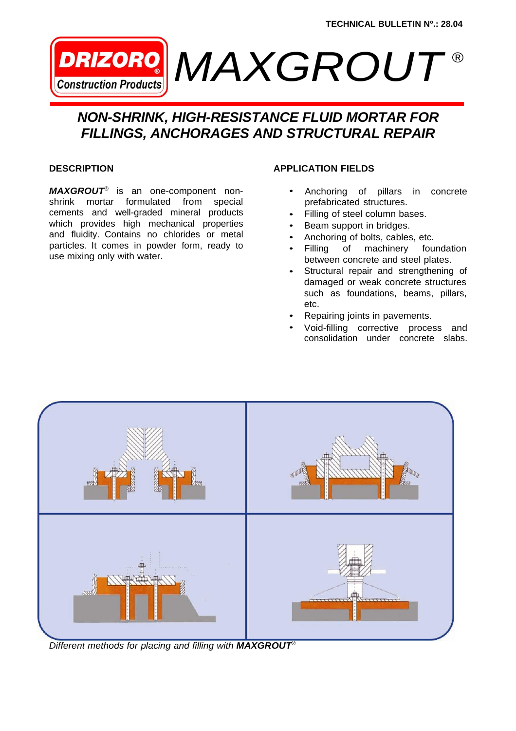TECHNICAL BULLETIN Nº.: 28.04

# DRIZORO Construction Products MAXGROUT®

## NON-SHRINK, HIGH-RESISTANCE FLUID MORTAR FOR FILLINGS, ANCHORAGES AND STRUCTURAL REPAIR

### DESCRIPTION

***MAXGROUT***® is an one-component non-shrink mortar formulated from special cements and well-graded mineral products which provides high mechanical properties and fluidity. Contains no chlorides or metal particles. It comes in powder form, ready to use mixing only with water.

### APPLICATION FIELDS

- Anchoring of pillars in concrete prefabricated structures.
- Filling of steel column bases.
- Beam support in bridges.
- Anchoring of bolts, cables, etc.
- Filling of machinery foundation between concrete and steel plates.
- Structural repair and strengthening of damaged or weak concrete structures such as foundations, beams, pillars, etc.
- Repairing joints in pavements.
- Void-filling corrective process and consolidation under concrete slabs.

*Different methods for placing and filling with **MAXGROUT***®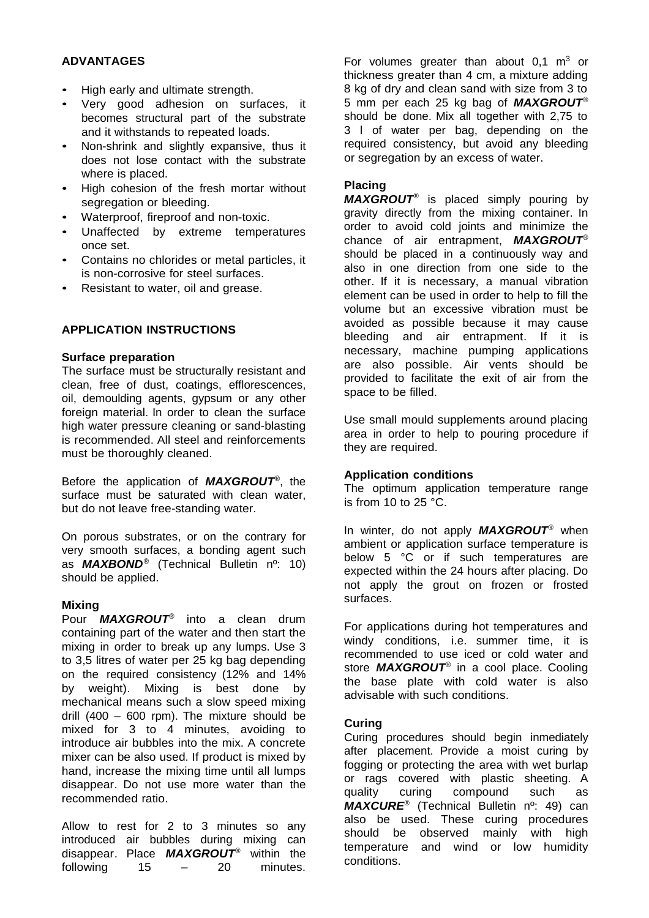## ADVANTAGES

- High early and ultimate strength.
- Very good adhesion on surfaces, it becomes structural part of the substrate and it withstands to repeated loads.
- Non-shrink and slightly expansive, thus it does not lose contact with the substrate where is placed.
- High cohesion of the fresh mortar without segregation or bleeding.
- Waterproof, fireproof and non-toxic.
- Unaffected by extreme temperatures once set.
- Contains no chlorides or metal particles, it is non-corrosive for steel surfaces.
- Resistant to water, oil and grease.

## APPLICATION INSTRUCTIONS

### Surface preparation

The surface must be structurally resistant and clean, free of dust, coatings, efflorescences, oil, demoulding agents, gypsum or any other foreign material. In order to clean the surface high water pressure cleaning or sand-blasting is recommended. All steel and reinforcements must be thoroughly cleaned.

Before the application of ***MAXGROUT***®, the surface must be saturated with clean water, but do not leave free-standing water.

On porous substrates, or on the contrary for very smooth surfaces, a bonding agent such as ***MAXBOND***® (Technical Bulletin nº: 10) should be applied.

### Mixing

Pour ***MAXGROUT***® into a clean drum containing part of the water and then start the mixing in order to break up any lumps. Use 3 to 3,5 litres of water per 25 kg bag depending on the required consistency (12% and 14% by weight). Mixing is best done by mechanical means such a slow speed mixing drill (400 – 600 rpm). The mixture should be mixed for 3 to 4 minutes, avoiding to introduce air bubbles into the mix. A concrete mixer can be also used. If product is mixed by hand, increase the mixing time until all lumps disappear. Do not use more water than the recommended ratio.

Allow to rest for 2 to 3 minutes so any introduced air bubbles during mixing can disappear. Place ***MAXGROUT***® within the following 15 – 20 minutes.

For volumes greater than about 0,1 $m^3$ or thickness greater than 4 cm, a mixture adding 8 kg of dry and clean sand with size from 3 to 5 mm per each 25 kg bag of ***MAXGROUT***® should be done. Mix all together with 2,75 to 3 l of water per bag, depending on the required consistency, but avoid any bleeding or segregation by an excess of water.

### Placing

***MAXGROUT***® is placed simply pouring by gravity directly from the mixing container. In order to avoid cold joints and minimize the chance of air entrapment, ***MAXGROUT***® should be placed in a continuously way and also in one direction from one side to the other. If it is necessary, a manual vibration element can be used in order to help to fill the volume but an excessive vibration must be avoided as possible because it may cause bleeding and air entrapment. If it is necessary, machine pumping applications are also possible. Air vents should be provided to facilitate the exit of air from the space to be filled.

Use small mould supplements around placing area in order to help to pouring procedure if they are required.

### Application conditions

The optimum application temperature range is from 10 to 25 °C.

In winter, do not apply ***MAXGROUT***® when ambient or application surface temperature is below 5 °C or if such temperatures are expected within the 24 hours after placing. Do not apply the grout on frozen or frosted surfaces.

For applications during hot temperatures and windy conditions, i.e. summer time, it is recommended to use iced or cold water and store ***MAXGROUT***® in a cool place. Cooling the base plate with cold water is also advisable with such conditions.

### Curing

Curing procedures should begin inmediately after placement. Provide a moist curing by fogging or protecting the area with wet burlap or rags covered with plastic sheeting. A quality curing compound such as ***MAXCURE***® (Technical Bulletin nº: 49) can also be used. These curing procedures should be observed mainly with high temperature and wind or low humidity conditions.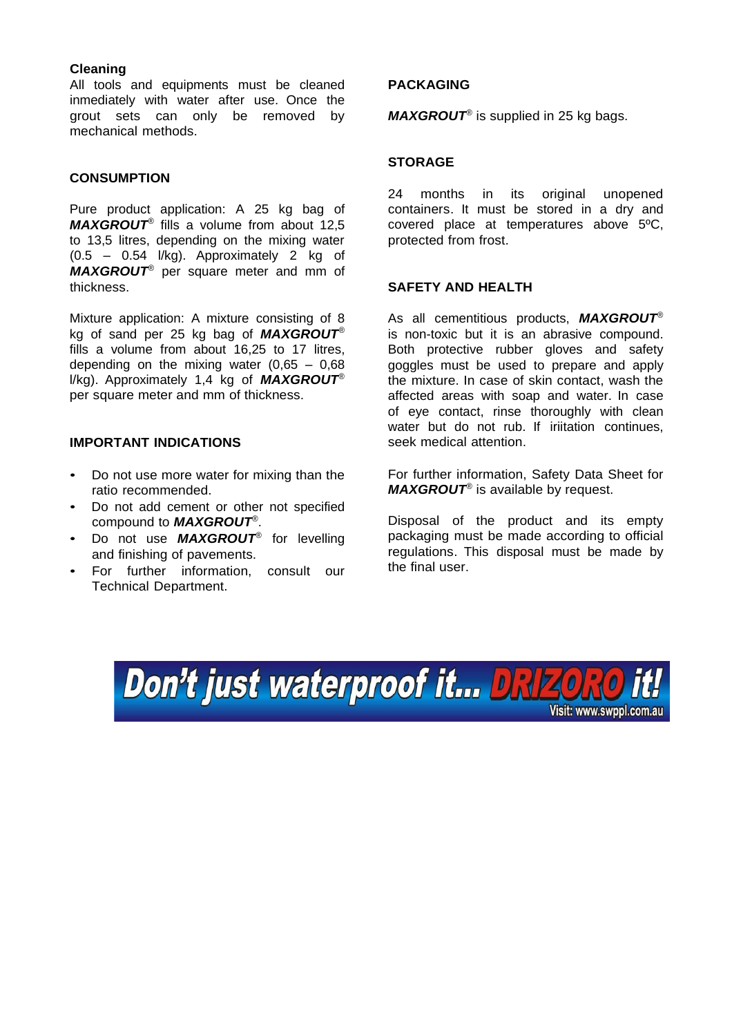### Cleaning

All tools and equipments must be cleaned inmediately with water after use. Once the grout sets can only be removed by mechanical methods.

## CONSUMPTION

Pure product application: A 25 kg bag of ***MAXGROUT***® fills a volume from about 12,5 to 13,5 litres, depending on the mixing water (0.5 – 0.54 l/kg). Approximately 2 kg of ***MAXGROUT***® per square meter and mm of thickness.

Mixture application: A mixture consisting of 8 kg of sand per 25 kg bag of ***MAXGROUT***® fills a volume from about 16,25 to 17 litres, depending on the mixing water (0,65 – 0,68 l/kg). Approximately 1,4 kg of ***MAXGROUT***® per square meter and mm of thickness.

## IMPORTANT INDICATIONS

- Do not use more water for mixing than the ratio recommended.
- Do not add cement or other not specified compound to ***MAXGROUT***®.
- Do not use ***MAXGROUT***® for levelling and finishing of pavements.
- For further information, consult our Technical Department.

## PACKAGING

***MAXGROUT***® is supplied in 25 kg bags.

## STORAGE

24 months in its original unopened containers. It must be stored in a dry and covered place at temperatures above 5ºC, protected from frost.

## SAFETY AND HEALTH

As all cementitious products, ***MAXGROUT***® is non-toxic but it is an abrasive compound. Both protective rubber gloves and safety goggles must be used to prepare and apply the mixture. In case of skin contact, wash the affected areas with soap and water. In case of eye contact, rinse thoroughly with clean water but do not rub. If iriitation continues, seek medical attention.

For further information, Safety Data Sheet for ***MAXGROUT***® is available by request.

Disposal of the product and its empty packaging must be made according to official regulations. This disposal must be made by the final user.

**Don't just waterproof it... DRIZORO it!**

Visit: www.swppl.com.au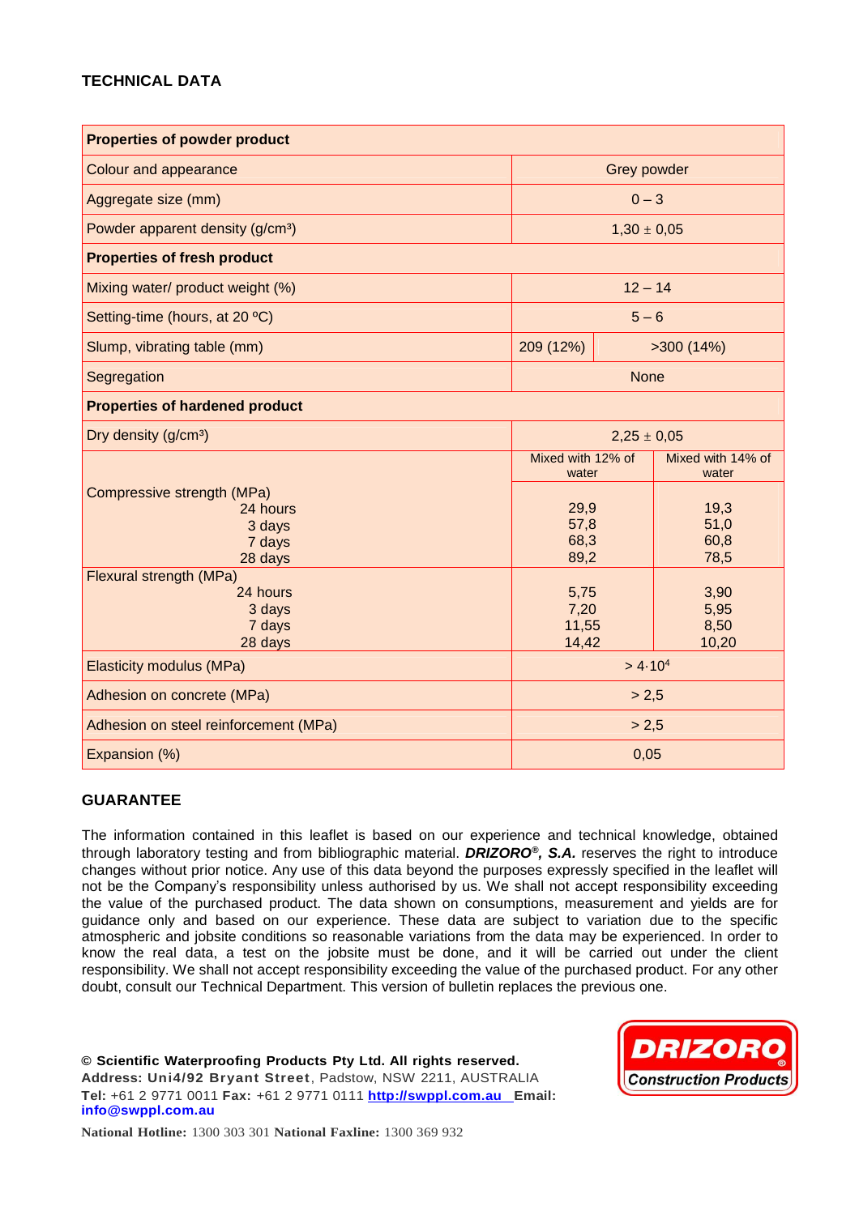## TECHNICAL DATA

| | | |
|---|---|---|
| **Properties of powder product** | | |
| Colour and appearance | Grey powder | |
| Aggregate size (mm) | 0 – 3 | |
| Powder apparent density (g/cm³) | 1,30 ± 0,05 | |
| **Properties of fresh product** | | |
| Mixing water/ product weight (%) | 12 – 14 | |
| Setting-time (hours, at 20 ºC) | 5 – 6 | |
| Slump, vibrating table (mm) | 209 (12%) | >300 (14%) |
| Segregation | None | |
| **Properties of hardened product** | | |
| Dry density (g/cm³) | 2,25 ± 0,05 | |
| | Mixed with 12% of water | Mixed with 14% of water |
| Compressive strength (MPa) 24 hours | 29,9 | 19,3 |
| 3 days | 57,8 | 51,0 |
| 7 days | 68,3 | 60,8 |
| 28 days | 89,2 | 78,5 |
| Flexural strength (MPa) 24 hours | 5,75 | 3,90 |
| 3 days | 7,20 | 5,95 |
| 7 days | 11,55 | 8,50 |
| 28 days | 14,42 | 10,20 |
| Elasticity modulus (MPa) | $> 4 \cdot 10^4$ | |
| Adhesion on concrete (MPa) | > 2,5 | |
| Adhesion on steel reinforcement (MPa) | > 2,5 | |
| Expansion (%) | 0,05 | |

## GUARANTEE

The information contained in this leaflet is based on our experience and technical knowledge, obtained through laboratory testing and from bibliographic material. ***DRIZORO®, S.A.*** reserves the right to introduce changes without prior notice. Any use of this data beyond the purposes expressly specified in the leaflet will not be the Company's responsibility unless authorised by us. We shall not accept responsibility exceeding the value of the purchased product. The data shown on consumptions, measurement and yields are for guidance only and based on our experience. These data are subject to variation due to the specific atmospheric and jobsite conditions so reasonable variations from the data may be experienced. In order to know the real data, a test on the jobsite must be done, and it will be carried out under the client responsibility. We shall not accept responsibility exceeding the value of the purchased product. For any other doubt, consult our Technical Department. This version of bulletin replaces the previous one.

**© Scientific Waterproofing Products Pty Ltd. All rights reserved.**
**Address: Uni4/92 Bryant Street**, Padstow, NSW 2211, AUSTRALIA
**Tel:** +61 2 9771 0011 **Fax:** +61 2 9771 0111 **http://swppl.com.au** **Email: info@swppl.com.au**

**National Hotline:** 1300 303 301 **National Faxline:** 1300 369 932

DRIZORO® Construction Products